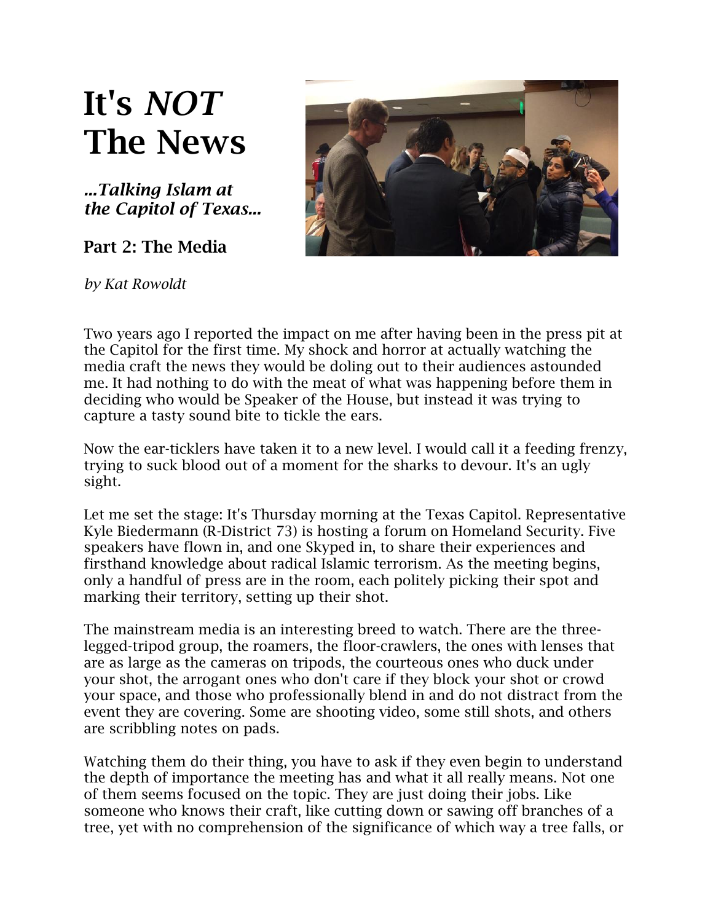# It's *NOT* The News

### *...Talking Islam at the Capitol of Texas...*

### Part 2: The Media

*by Kat Rowoldt*

Two years ago I reported the impact on me after having been in the press pit at the Capitol for the first time. My shock and horror at actually watching the media craft the news they would be doling out to their audiences astounded me. It had nothing to do with the meat of what was happening before them in deciding who would be Speaker of the House, but instead it was trying to capture a tasty sound bite to tickle the ears.

Now the ear-ticklers have taken it to a new level. I would call it a feeding frenzy, trying to suck blood out of a moment for the sharks to devour. It's an ugly sight.

Let me set the stage: It's Thursday morning at the Texas Capitol. Representative Kyle Biedermann (R-District 73) is hosting a forum on Homeland Security. Five speakers have flown in, and one Skyped in, to share their experiences and firsthand knowledge about radical Islamic terrorism. As the meeting begins, only a handful of press are in the room, each politely picking their spot and marking their territory, setting up their shot.

The mainstream media is an interesting breed to watch. There are the three-legged-tripod group, the roamers, the floor-crawlers, the ones with lenses that are as large as the cameras on tripods, the courteous ones who duck under your shot, the arrogant ones who don't care if they block your shot or crowd your space, and those who professionally blend in and do not distract from the event they are covering. Some are shooting video, some still shots, and others are scribbling notes on pads.

Watching them do their thing, you have to ask if they even begin to understand the depth of importance the meeting has and what it all really means. Not one of them seems focused on the topic. They are just doing their jobs. Like someone who knows their craft, like cutting down or sawing off branches of a tree, yet with no comprehension of the significance of which way a tree falls, or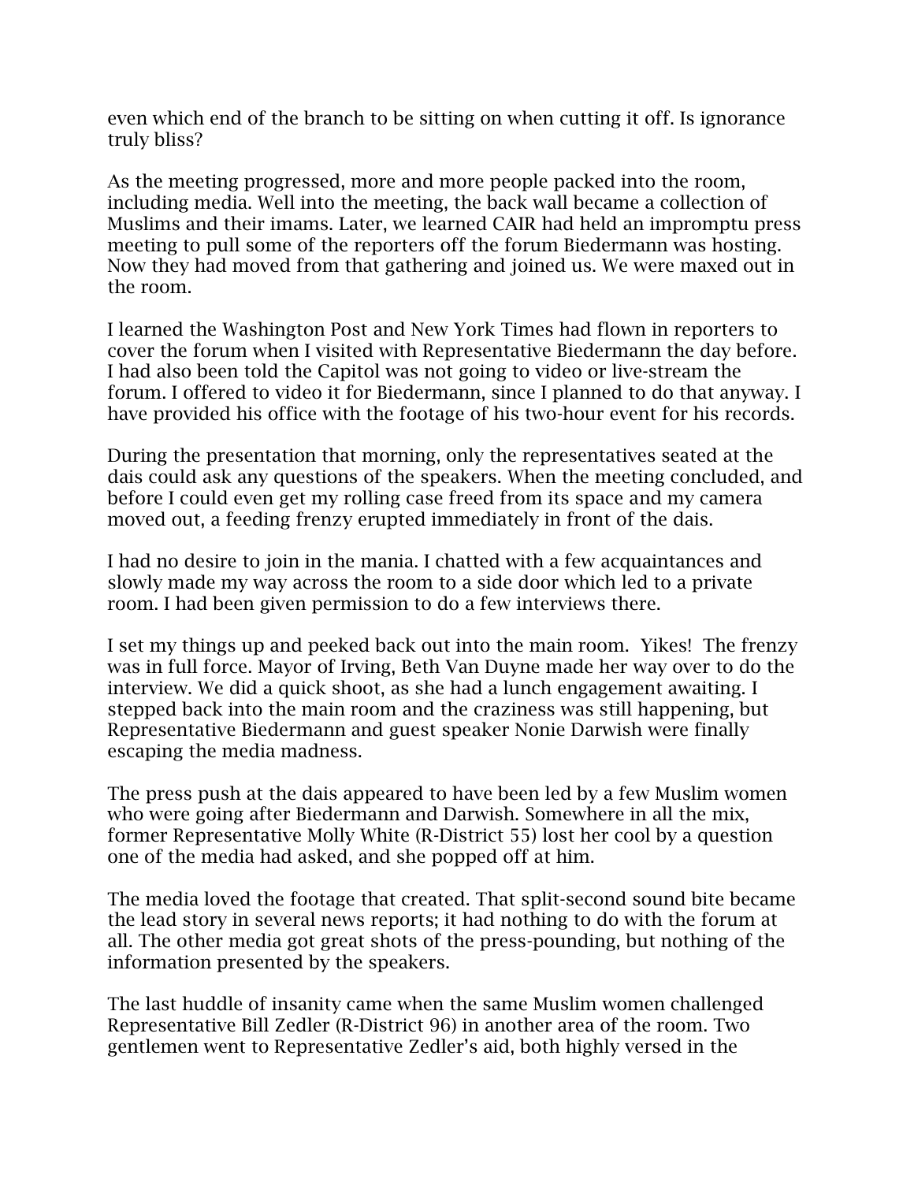even which end of the branch to be sitting on when cutting it off. Is ignorance truly bliss?

As the meeting progressed, more and more people packed into the room, including media. Well into the meeting, the back wall became a collection of Muslims and their imams. Later, we learned CAIR had held an impromptu press meeting to pull some of the reporters off the forum Biedermann was hosting. Now they had moved from that gathering and joined us. We were maxed out in the room.

I learned the Washington Post and New York Times had flown in reporters to cover the forum when I visited with Representative Biedermann the day before. I had also been told the Capitol was not going to video or live-stream the forum. I offered to video it for Biedermann, since I planned to do that anyway. I have provided his office with the footage of his two-hour event for his records.

During the presentation that morning, only the representatives seated at the dais could ask any questions of the speakers. When the meeting concluded, and before I could even get my rolling case freed from its space and my camera moved out, a feeding frenzy erupted immediately in front of the dais.

I had no desire to join in the mania. I chatted with a few acquaintances and slowly made my way across the room to a side door which led to a private room. I had been given permission to do a few interviews there.

I set my things up and peeked back out into the main room. Yikes! The frenzy was in full force. Mayor of Irving, Beth Van Duyne made her way over to do the interview. We did a quick shoot, as she had a lunch engagement awaiting. I stepped back into the main room and the craziness was still happening, but Representative Biedermann and guest speaker Nonie Darwish were finally escaping the media madness.

The press push at the dais appeared to have been led by a few Muslim women who were going after Biedermann and Darwish. Somewhere in all the mix, former Representative Molly White (R-District 55) lost her cool by a question one of the media had asked, and she popped off at him.

The media loved the footage that created. That split-second sound bite became the lead story in several news reports; it had nothing to do with the forum at all. The other media got great shots of the press-pounding, but nothing of the information presented by the speakers.

The last huddle of insanity came when the same Muslim women challenged Representative Bill Zedler (R-District 96) in another area of the room. Two gentlemen went to Representative Zedler's aid, both highly versed in the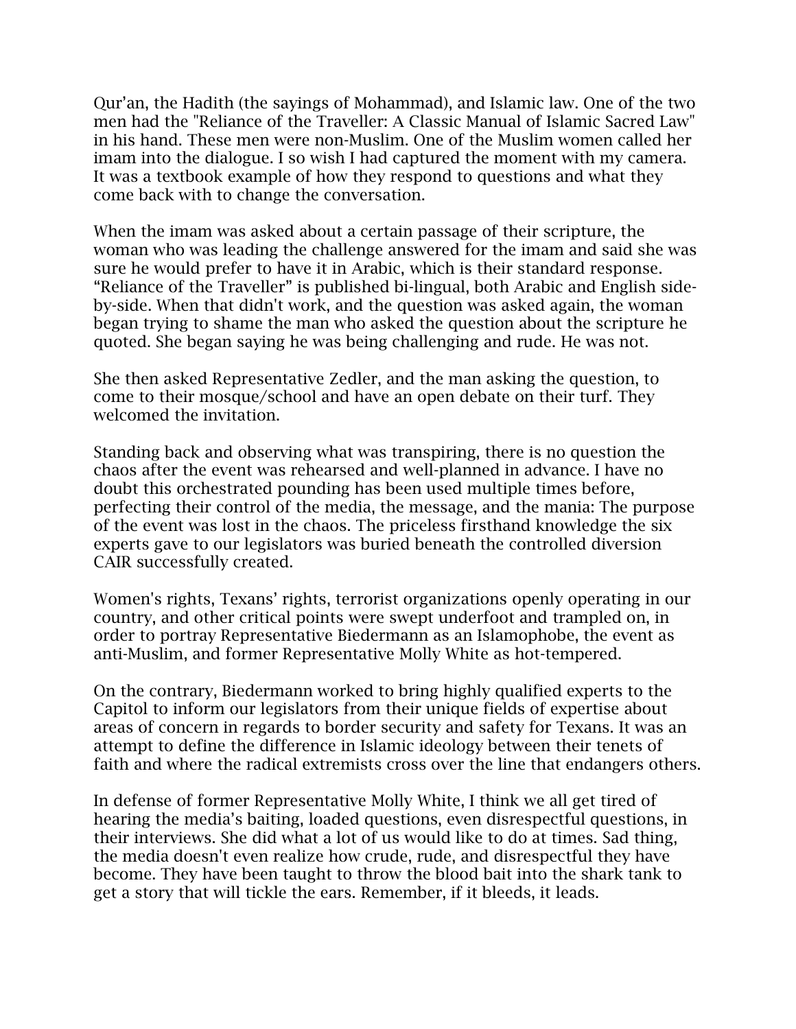Qur'an, the Hadith (the sayings of Mohammad), and Islamic law. One of the two men had the "Reliance of the Traveller: A Classic Manual of Islamic Sacred Law" in his hand. These men were non-Muslim. One of the Muslim women called her imam into the dialogue. I so wish I had captured the moment with my camera. It was a textbook example of how they respond to questions and what they come back with to change the conversation.

When the imam was asked about a certain passage of their scripture, the woman who was leading the challenge answered for the imam and said she was sure he would prefer to have it in Arabic, which is their standard response. "Reliance of the Traveller" is published bi-lingual, both Arabic and English side-by-side. When that didn't work, and the question was asked again, the woman began trying to shame the man who asked the question about the scripture he quoted. She began saying he was being challenging and rude. He was not.

She then asked Representative Zedler, and the man asking the question, to come to their mosque/school and have an open debate on their turf. They welcomed the invitation.

Standing back and observing what was transpiring, there is no question the chaos after the event was rehearsed and well-planned in advance. I have no doubt this orchestrated pounding has been used multiple times before, perfecting their control of the media, the message, and the mania: The purpose of the event was lost in the chaos. The priceless firsthand knowledge the six experts gave to our legislators was buried beneath the controlled diversion CAIR successfully created.

Women's rights, Texans' rights, terrorist organizations openly operating in our country, and other critical points were swept underfoot and trampled on, in order to portray Representative Biedermann as an Islamophobe, the event as anti-Muslim, and former Representative Molly White as hot-tempered.

On the contrary, Biedermann worked to bring highly qualified experts to the Capitol to inform our legislators from their unique fields of expertise about areas of concern in regards to border security and safety for Texans. It was an attempt to define the difference in Islamic ideology between their tenets of faith and where the radical extremists cross over the line that endangers others.

In defense of former Representative Molly White, I think we all get tired of hearing the media's baiting, loaded questions, even disrespectful questions, in their interviews. She did what a lot of us would like to do at times. Sad thing, the media doesn't even realize how crude, rude, and disrespectful they have become. They have been taught to throw the blood bait into the shark tank to get a story that will tickle the ears. Remember, if it bleeds, it leads.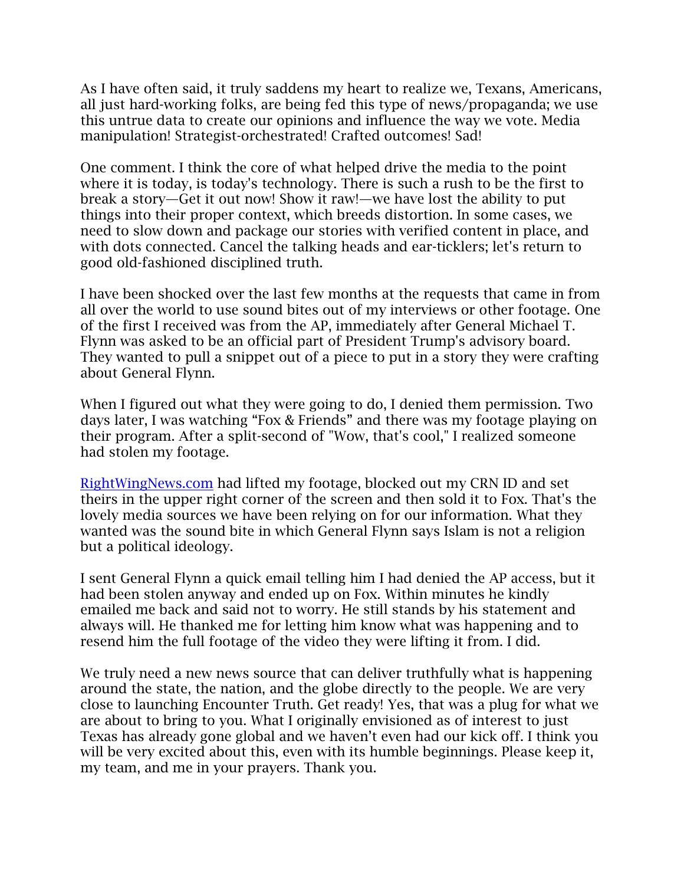As I have often said, it truly saddens my heart to realize we, Texans, Americans, all just hard-working folks, are being fed this type of news/propaganda; we use this untrue data to create our opinions and influence the way we vote. Media manipulation! Strategist-orchestrated! Crafted outcomes! Sad!

One comment. I think the core of what helped drive the media to the point where it is today, is today's technology. There is such a rush to be the first to break a story—Get it out now! Show it raw!—we have lost the ability to put things into their proper context, which breeds distortion. In some cases, we need to slow down and package our stories with verified content in place, and with dots connected. Cancel the talking heads and ear-ticklers; let's return to good old-fashioned disciplined truth.

I have been shocked over the last few months at the requests that came in from all over the world to use sound bites out of my interviews or other footage. One of the first I received was from the AP, immediately after General Michael T. Flynn was asked to be an official part of President Trump's advisory board. They wanted to pull a snippet out of a piece to put in a story they were crafting about General Flynn.

When I figured out what they were going to do, I denied them permission. Two days later, I was watching "Fox & Friends" and there was my footage playing on their program. After a split-second of "Wow, that's cool," I realized someone had stolen my footage.

[RightWingNews.com](http://RightWingNews.com) had lifted my footage, blocked out my CRN ID and set theirs in the upper right corner of the screen and then sold it to Fox. That's the lovely media sources we have been relying on for our information. What they wanted was the sound bite in which General Flynn says Islam is not a religion but a political ideology.

I sent General Flynn a quick email telling him I had denied the AP access, but it had been stolen anyway and ended up on Fox. Within minutes he kindly emailed me back and said not to worry. He still stands by his statement and always will. He thanked me for letting him know what was happening and to resend him the full footage of the video they were lifting it from. I did.

We truly need a new news source that can deliver truthfully what is happening around the state, the nation, and the globe directly to the people. We are very close to launching Encounter Truth. Get ready! Yes, that was a plug for what we are about to bring to you. What I originally envisioned as of interest to just Texas has already gone global and we haven't even had our kick off. I think you will be very excited about this, even with its humble beginnings. Please keep it, my team, and me in your prayers. Thank you.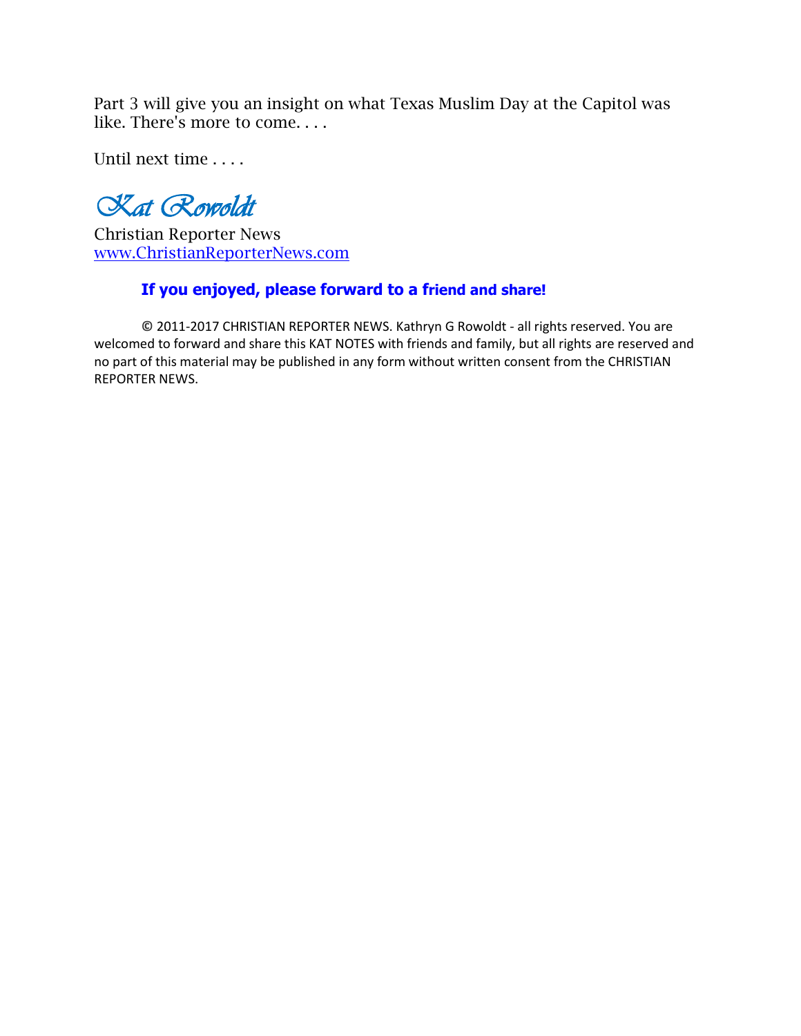Part 3 will give you an insight on what Texas Muslim Day at the Capitol was like. There's more to come. . . .

Until next time . . . .

*Kat Rowoldt*

Christian Reporter News
www.ChristianReporterNews.com

**If you enjoyed, please forward to a friend and share!**

© 2011-2017 CHRISTIAN REPORTER NEWS. Kathryn G Rowoldt - all rights reserved. You are welcomed to forward and share this KAT NOTES with friends and family, but all rights are reserved and no part of this material may be published in any form without written consent from the CHRISTIAN REPORTER NEWS.